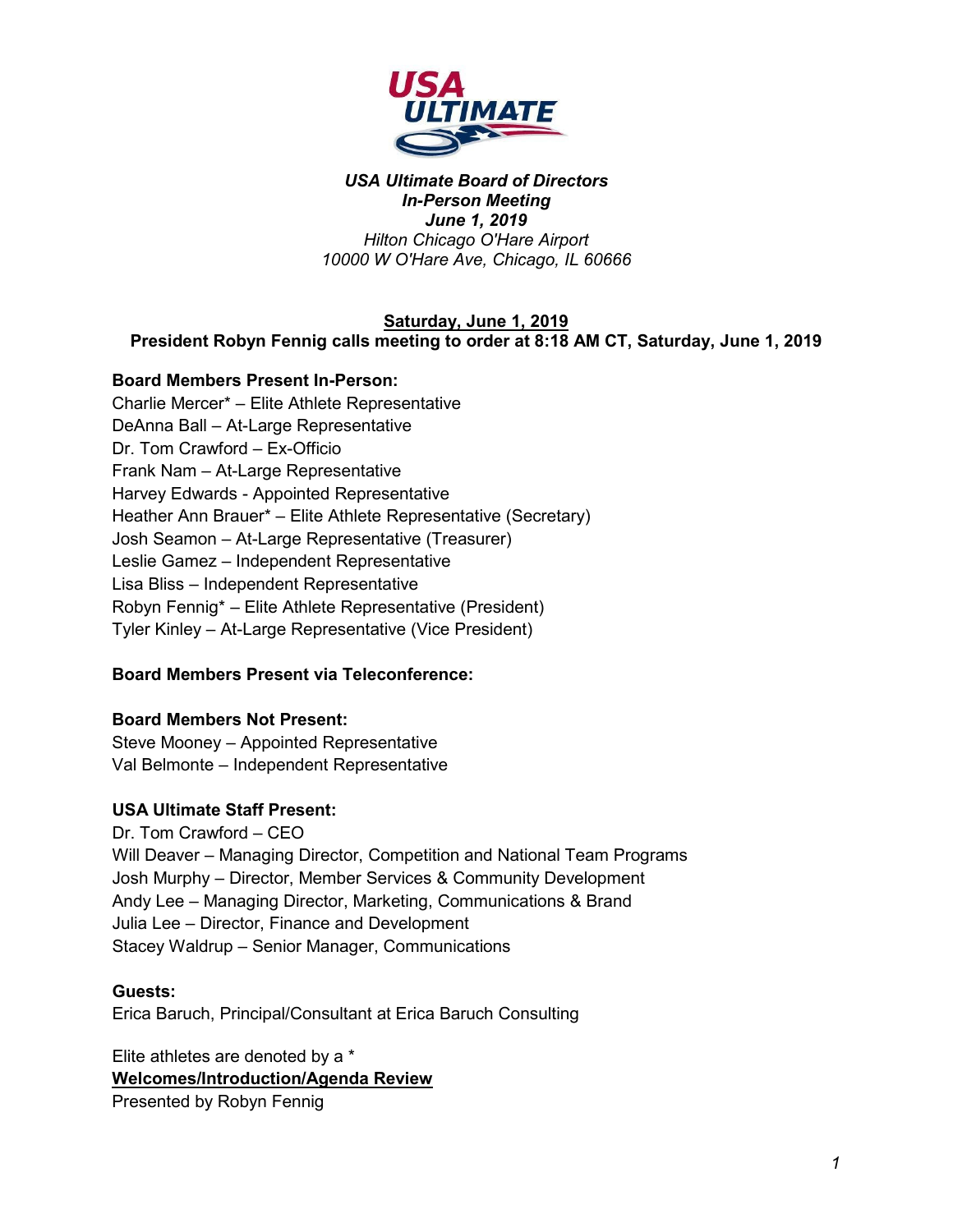***USA Ultimate Board of Directors***
***In-Person Meeting***
***June 1, 2019***
*Hilton Chicago O'Hare Airport*
*10000 W O'Hare Ave, Chicago, IL 60666*

**Saturday, June 1, 2019**

**President Robyn Fennig calls meeting to order at 8:18 AM CT, Saturday, June 1, 2019**

**Board Members Present In-Person:**

Charlie Mercer* – Elite Athlete Representative
DeAnna Ball – At-Large Representative
Dr. Tom Crawford – Ex-Officio
Frank Nam – At-Large Representative
Harvey Edwards - Appointed Representative
Heather Ann Brauer* – Elite Athlete Representative (Secretary)
Josh Seamon – At-Large Representative (Treasurer)
Leslie Gamez – Independent Representative
Lisa Bliss – Independent Representative
Robyn Fennig* – Elite Athlete Representative (President)
Tyler Kinley – At-Large Representative (Vice President)

**Board Members Present via Teleconference:**

**Board Members Not Present:**

Steve Mooney – Appointed Representative
Val Belmonte – Independent Representative

**USA Ultimate Staff Present:**

Dr. Tom Crawford – CEO
Will Deaver – Managing Director, Competition and National Team Programs
Josh Murphy – Director, Member Services & Community Development
Andy Lee – Managing Director, Marketing, Communications & Brand
Julia Lee – Director, Finance and Development
Stacey Waldrup – Senior Manager, Communications

**Guests:**

Erica Baruch, Principal/Consultant at Erica Baruch Consulting

Elite athletes are denoted by a *

**Welcomes/Introduction/Agenda Review**

Presented by Robyn Fennig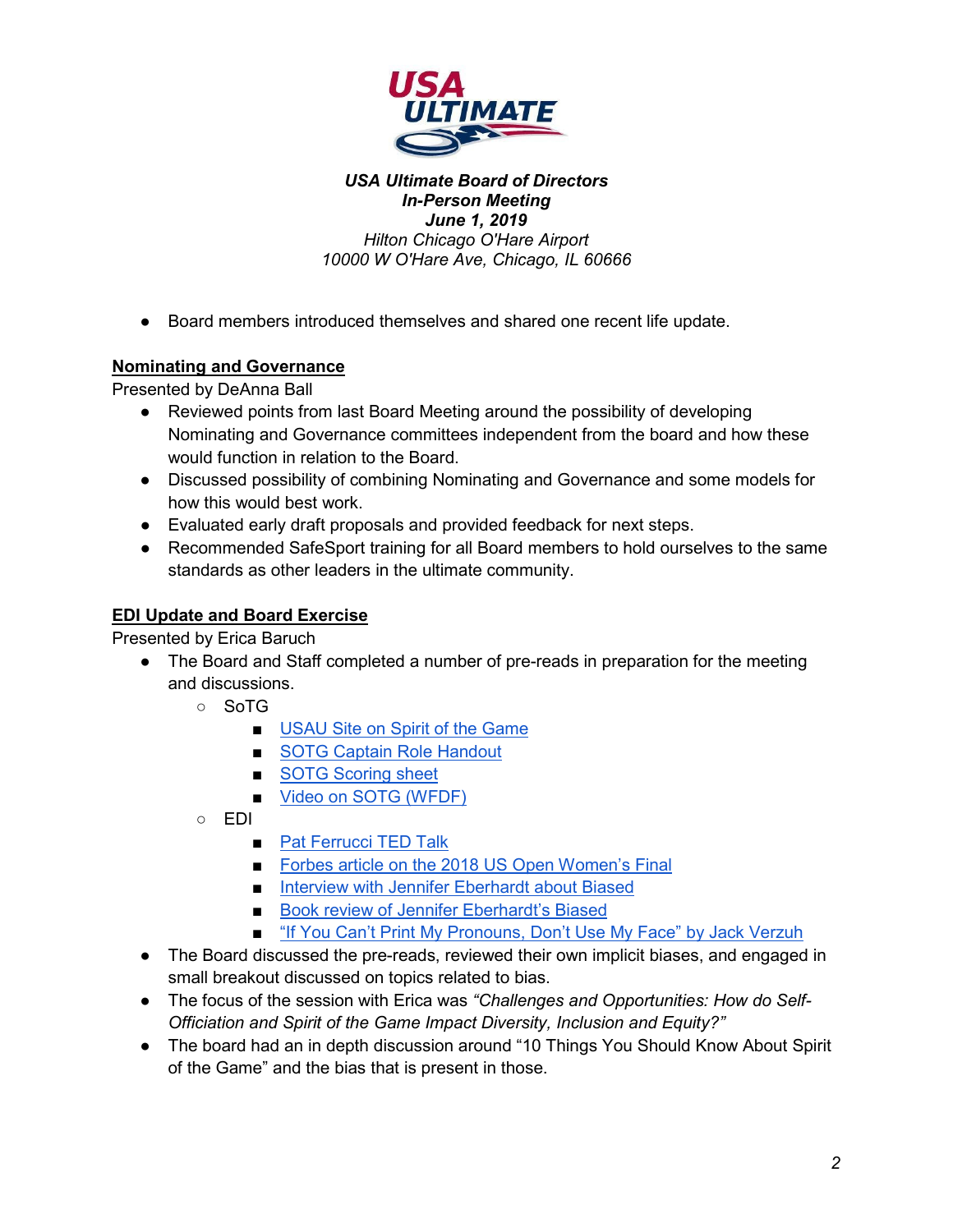***USA Ultimate Board of Directors***
***In-Person Meeting***
***June 1, 2019***
*Hilton Chicago O'Hare Airport*
*10000 W O'Hare Ave, Chicago, IL 60666*

- Board members introduced themselves and shared one recent life update.

## Nominating and Governance

Presented by DeAnna Ball

- Reviewed points from last Board Meeting around the possibility of developing Nominating and Governance committees independent from the board and how these would function in relation to the Board.
- Discussed possibility of combining Nominating and Governance and some models for how this would best work.
- Evaluated early draft proposals and provided feedback for next steps.
- Recommended SafeSport training for all Board members to hold ourselves to the same standards as other leaders in the ultimate community.

## EDI Update and Board Exercise

Presented by Erica Baruch

- The Board and Staff completed a number of pre-reads in preparation for the meeting and discussions.
  - SoTG
    - USAU Site on Spirit of the Game
    - SOTG Captain Role Handout
    - SOTG Scoring sheet
    - Video on SOTG (WFDF)
  - EDI
    - Pat Ferrucci TED Talk
    - Forbes article on the 2018 US Open Women's Final
    - Interview with Jennifer Eberhardt about Biased
    - Book review of Jennifer Eberhardt's Biased
    - "If You Can't Print My Pronouns, Don't Use My Face" by Jack Verzuh
- The Board discussed the pre-reads, reviewed their own implicit biases, and engaged in small breakout discussed on topics related to bias.
- The focus of the session with Erica was *"Challenges and Opportunities: How do Self-Officiation and Spirit of the Game Impact Diversity, Inclusion and Equity?"*
- The board had an in depth discussion around "10 Things You Should Know About Spirit of the Game" and the bias that is present in those.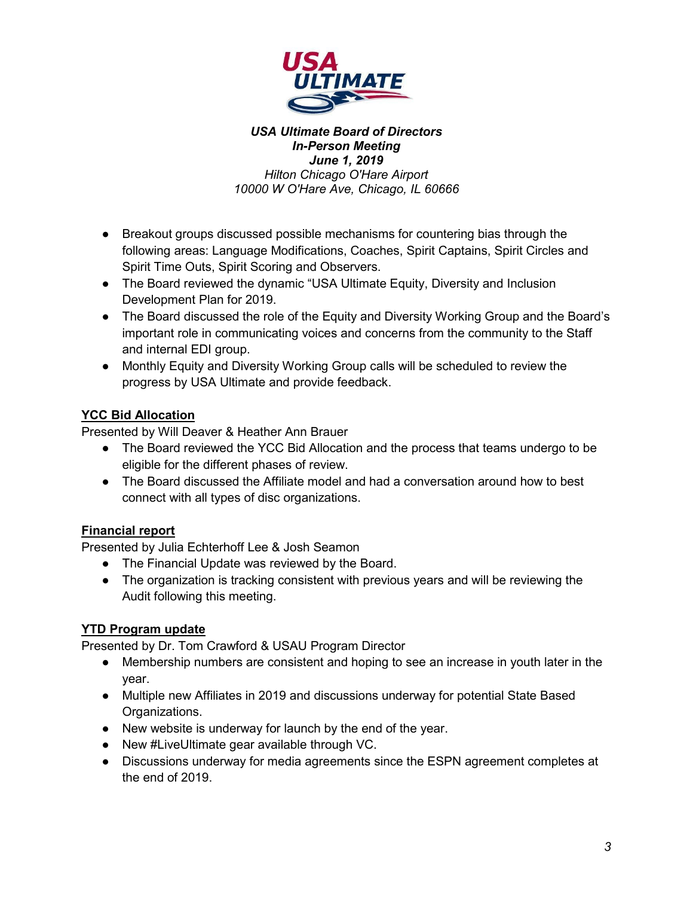***USA Ultimate Board of Directors***
***In-Person Meeting***
***June 1, 2019***
*Hilton Chicago O'Hare Airport*
*10000 W O'Hare Ave, Chicago, IL 60666*

- Breakout groups discussed possible mechanisms for countering bias through the following areas: Language Modifications, Coaches, Spirit Captains, Spirit Circles and Spirit Time Outs, Spirit Scoring and Observers.
- The Board reviewed the dynamic "USA Ultimate Equity, Diversity and Inclusion Development Plan for 2019.
- The Board discussed the role of the Equity and Diversity Working Group and the Board's important role in communicating voices and concerns from the community to the Staff and internal EDI group.
- Monthly Equity and Diversity Working Group calls will be scheduled to review the progress by USA Ultimate and provide feedback.

**YCC Bid Allocation**

Presented by Will Deaver & Heather Ann Brauer

- The Board reviewed the YCC Bid Allocation and the process that teams undergo to be eligible for the different phases of review.
- The Board discussed the Affiliate model and had a conversation around how to best connect with all types of disc organizations.

**Financial report**

Presented by Julia Echterhoff Lee & Josh Seamon

- The Financial Update was reviewed by the Board.
- The organization is tracking consistent with previous years and will be reviewing the Audit following this meeting.

**YTD Program update**

Presented by Dr. Tom Crawford & USAU Program Director

- Membership numbers are consistent and hoping to see an increase in youth later in the year.
- Multiple new Affiliates in 2019 and discussions underway for potential State Based Organizations.
- New website is underway for launch by the end of the year.
- New #LiveUltimate gear available through VC.
- Discussions underway for media agreements since the ESPN agreement completes at the end of 2019.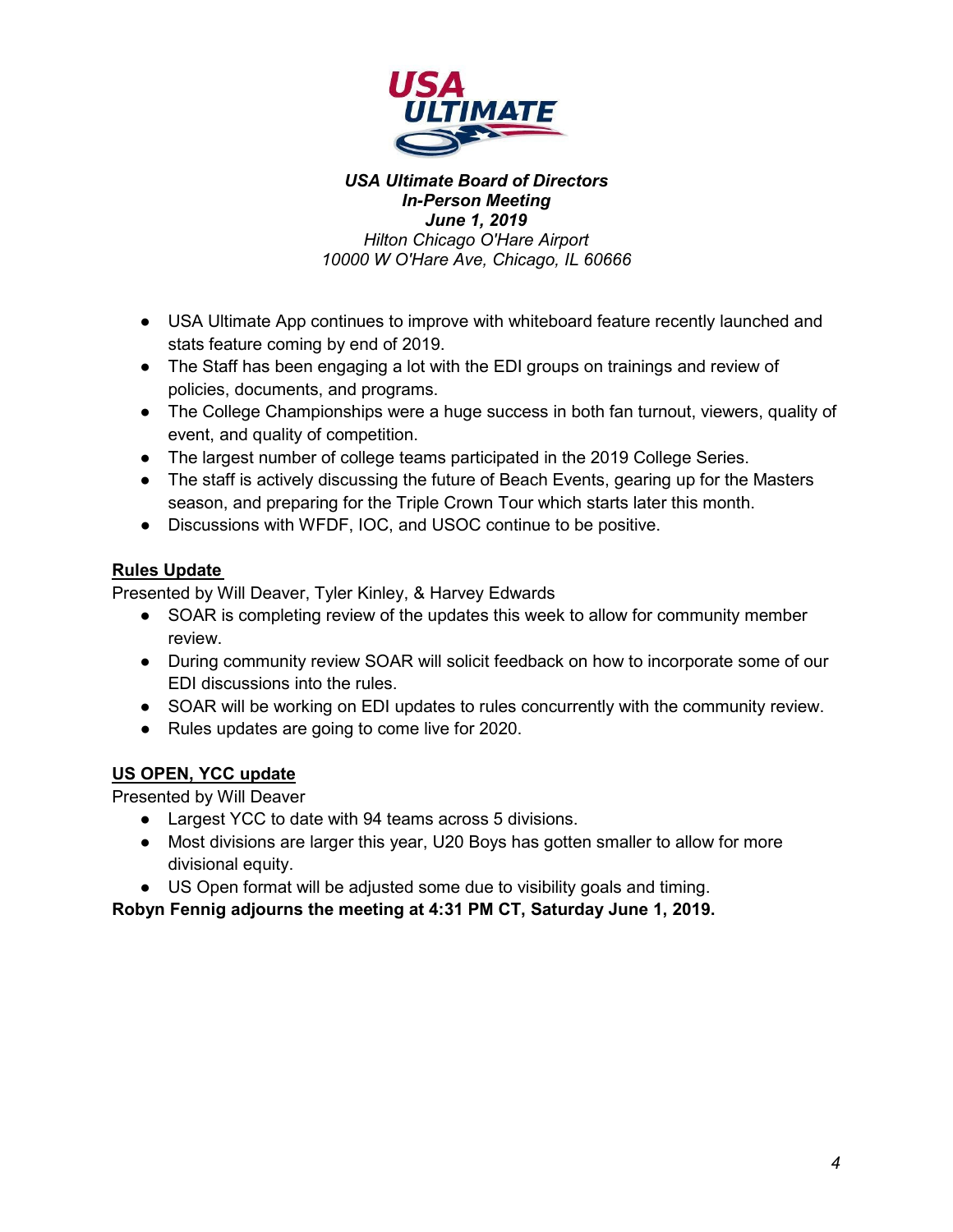*USA Ultimate Board of Directors*
*In-Person Meeting*
*June 1, 2019*
*Hilton Chicago O'Hare Airport*
*10000 W O'Hare Ave, Chicago, IL 60666*

- USA Ultimate App continues to improve with whiteboard feature recently launched and stats feature coming by end of 2019.
- The Staff has been engaging a lot with the EDI groups on trainings and review of policies, documents, and programs.
- The College Championships were a huge success in both fan turnout, viewers, quality of event, and quality of competition.
- The largest number of college teams participated in the 2019 College Series.
- The staff is actively discussing the future of Beach Events, gearing up for the Masters season, and preparing for the Triple Crown Tour which starts later this month.
- Discussions with WFDF, IOC, and USOC continue to be positive.

**Rules Update**

Presented by Will Deaver, Tyler Kinley, & Harvey Edwards

- SOAR is completing review of the updates this week to allow for community member review.
- During community review SOAR will solicit feedback on how to incorporate some of our EDI discussions into the rules.
- SOAR will be working on EDI updates to rules concurrently with the community review.
- Rules updates are going to come live for 2020.

**US OPEN, YCC update**

Presented by Will Deaver

- Largest YCC to date with 94 teams across 5 divisions.
- Most divisions are larger this year, U20 Boys has gotten smaller to allow for more divisional equity.
- US Open format will be adjusted some due to visibility goals and timing.

**Robyn Fennig adjourns the meeting at 4:31 PM CT, Saturday June 1, 2019.**